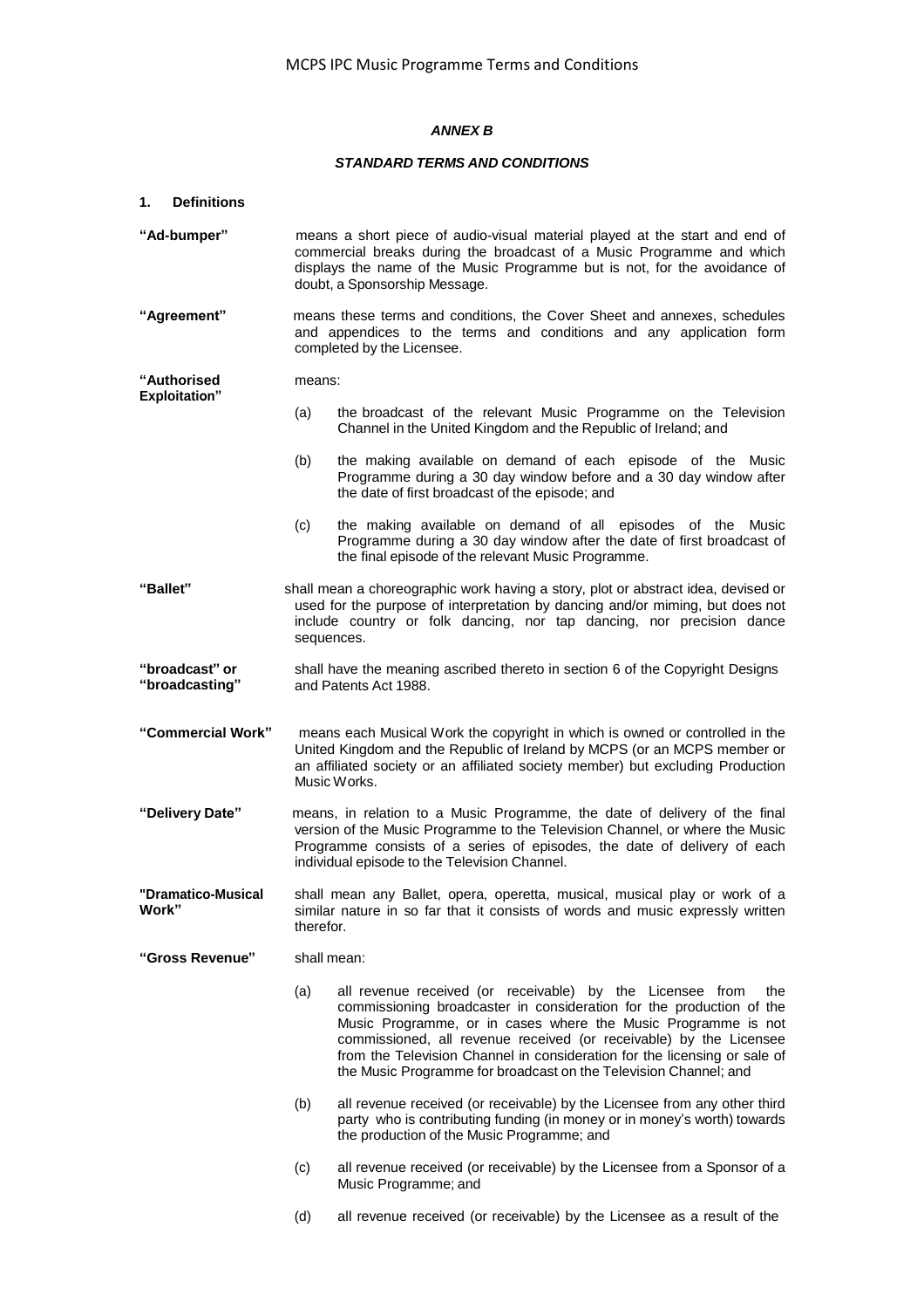## *ANNEX B*

## *STANDARD TERMS AND CONDITIONS*

### 1. Definitions

**"Ad-bumper"** means a short piece of audio-visual material played at the start and end of commercial breaks during the broadcast of a Music Programme and which displays the name of the Music Programme but is not, for the avoidance of doubt, a Sponsorship Message.

**"Agreement"** means these terms and conditions, the Cover Sheet and annexes, schedules and appendices to the terms and conditions and any application form completed by the Licensee.

**"Authorised Exploitation"** means:

(a) the broadcast of the relevant Music Programme on the Television Channel in the United Kingdom and the Republic of Ireland; and

(b) the making available on demand of each episode of the Music Programme during a 30 day window before and a 30 day window after the date of first broadcast of the episode; and

(c) the making available on demand of all episodes of the Music Programme during a 30 day window after the date of first broadcast of the final episode of the relevant Music Programme.

**"Ballet"** shall mean a choreographic work having a story, plot or abstract idea, devised or used for the purpose of interpretation by dancing and/or miming, but does not include country or folk dancing, nor tap dancing, nor precision dance sequences.

**"broadcast" or "broadcasting"** shall have the meaning ascribed thereto in section 6 of the Copyright Designs and Patents Act 1988.

**"Commercial Work"** means each Musical Work the copyright in which is owned or controlled in the United Kingdom and the Republic of Ireland by MCPS (or an MCPS member or an affiliated society or an affiliated society member) but excluding Production Music Works.

**"Delivery Date"** means, in relation to a Music Programme, the date of delivery of the final version of the Music Programme to the Television Channel, or where the Music Programme consists of a series of episodes, the date of delivery of each individual episode to the Television Channel.

**"Dramatico-Musical Work"** shall mean any Ballet, opera, operetta, musical, musical play or work of a similar nature in so far that it consists of words and music expressly written therefor.

**"Gross Revenue"** shall mean:

(a) all revenue received (or receivable) by the Licensee from the commissioning broadcaster in consideration for the production of the Music Programme, or in cases where the Music Programme is not commissioned, all revenue received (or receivable) by the Licensee from the Television Channel in consideration for the licensing or sale of the Music Programme for broadcast on the Television Channel; and

(b) all revenue received (or receivable) by the Licensee from any other third party who is contributing funding (in money or in money's worth) towards the production of the Music Programme; and

(c) all revenue received (or receivable) by the Licensee from a Sponsor of a Music Programme; and

(d) all revenue received (or receivable) by the Licensee as a result of the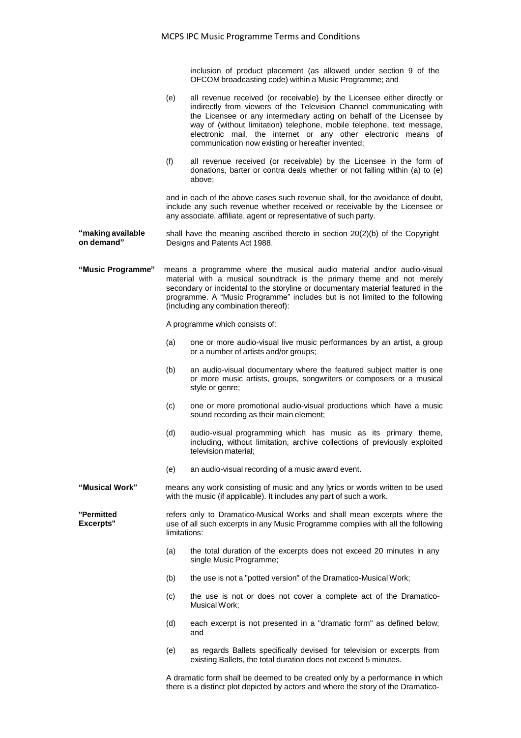inclusion of product placement (as allowed under section 9 of the OFCOM broadcasting code) within a Music Programme; and

(e) all revenue received (or receivable) by the Licensee either directly or indirectly from viewers of the Television Channel communicating with the Licensee or any intermediary acting on behalf of the Licensee by way of (without limitation) telephone, mobile telephone, text message, electronic mail, the internet or any other electronic means of communication now existing or hereafter invented;

(f) all revenue received (or receivable) by the Licensee in the form of donations, barter or contra deals whether or not falling within (a) to (e) above;

and in each of the above cases such revenue shall, for the avoidance of doubt, include any such revenue whether received or receivable by the Licensee or any associate, affiliate, agent or representative of such party.

**"making available on demand"** shall have the meaning ascribed thereto in section 20(2)(b) of the Copyright Designs and Patents Act 1988.

**"Music Programme"** means a programme where the musical audio material and/or audio-visual material with a musical soundtrack is the primary theme and not merely secondary or incidental to the storyline or documentary material featured in the programme. A "Music Programme" includes but is not limited to the following (including any combination thereof):

A programme which consists of:

(a) one or more audio-visual live music performances by an artist, a group or a number of artists and/or groups;

(b) an audio-visual documentary where the featured subject matter is one or more music artists, groups, songwriters or composers or a musical style or genre;

(c) one or more promotional audio-visual productions which have a music sound recording as their main element;

(d) audio-visual programming which has music as its primary theme, including, without limitation, archive collections of previously exploited television material;

(e) an audio-visual recording of a music award event.

**"Musical Work"** means any work consisting of music and any lyrics or words written to be used with the music (if applicable). It includes any part of such a work.

**"Permitted Excerpts"** refers only to Dramatico-Musical Works and shall mean excerpts where the use of all such excerpts in any Music Programme complies with all the following limitations:

(a) the total duration of the excerpts does not exceed 20 minutes in any single Music Programme;

(b) the use is not a "potted version" of the Dramatico-Musical Work;

(c) the use is not or does not cover a complete act of the Dramatico-Musical Work;

(d) each excerpt is not presented in a "dramatic form" as defined below; and

(e) as regards Ballets specifically devised for television or excerpts from existing Ballets, the total duration does not exceed 5 minutes.

A dramatic form shall be deemed to be created only by a performance in which there is a distinct plot depicted by actors and where the story of the Dramatico-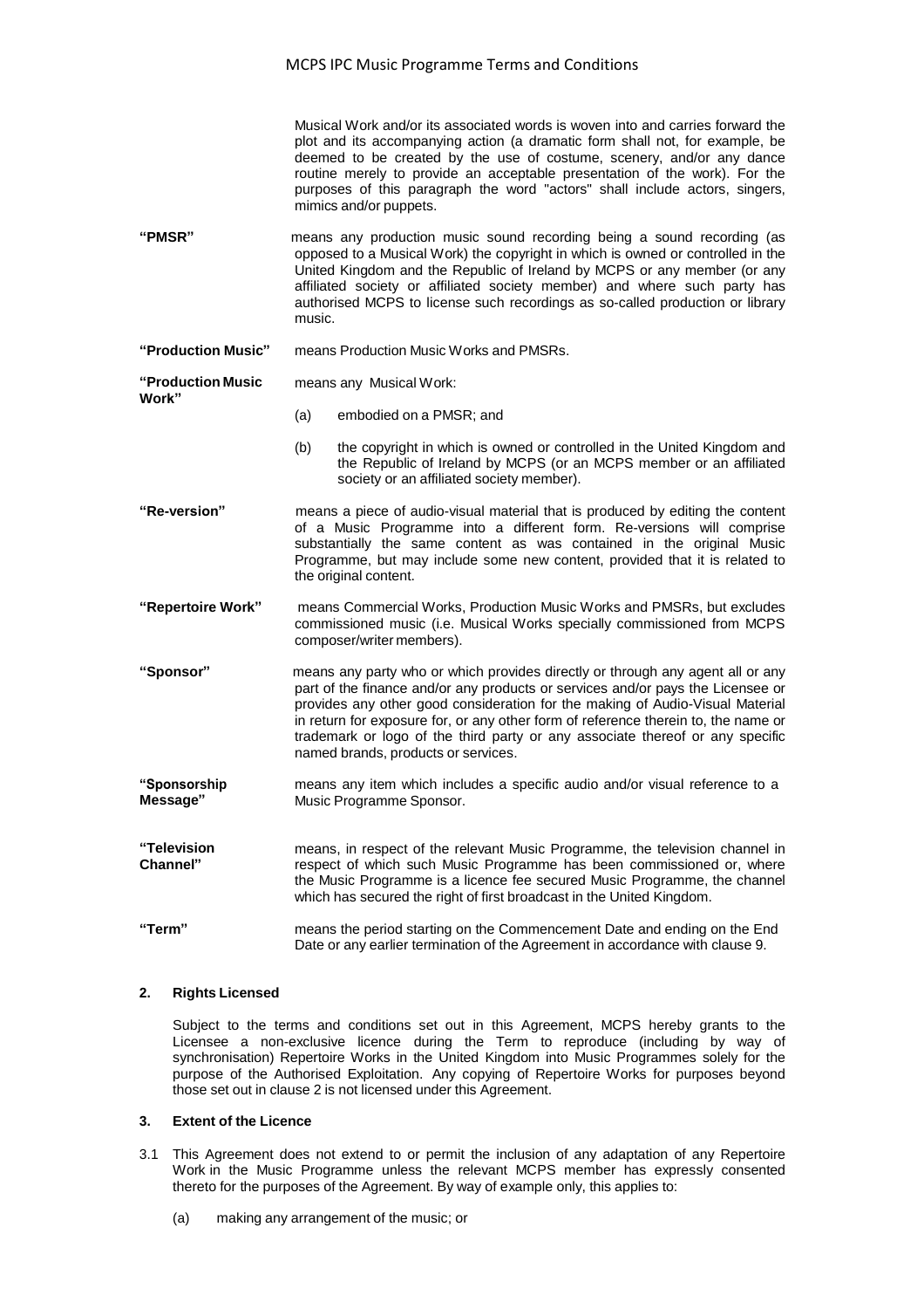Musical Work and/or its associated words is woven into and carries forward the plot and its accompanying action (a dramatic form shall not, for example, be deemed to be created by the use of costume, scenery, and/or any dance routine merely to provide an acceptable presentation of the work). For the purposes of this paragraph the word "actors" shall include actors, singers, mimics and/or puppets.

**"PMSR"** means any production music sound recording being a sound recording (as opposed to a Musical Work) the copyright in which is owned or controlled in the United Kingdom and the Republic of Ireland by MCPS or any member (or any affiliated society or affiliated society member) and where such party has authorised MCPS to license such recordings as so-called production or library music.

**"Production Music"** means Production Music Works and PMSRs.

**"Production Music Work"** means any Musical Work:

(a) embodied on a PMSR; and

(b) the copyright in which is owned or controlled in the United Kingdom and the Republic of Ireland by MCPS (or an MCPS member or an affiliated society or an affiliated society member).

**"Re-version"** means a piece of audio-visual material that is produced by editing the content of a Music Programme into a different form. Re-versions will comprise substantially the same content as was contained in the original Music Programme, but may include some new content, provided that it is related to the original content.

**"Repertoire Work"** means Commercial Works, Production Music Works and PMSRs, but excludes commissioned music (i.e. Musical Works specially commissioned from MCPS composer/writer members).

**"Sponsor"** means any party who or which provides directly or through any agent all or any part of the finance and/or any products or services and/or pays the Licensee or provides any other good consideration for the making of Audio-Visual Material in return for exposure for, or any other form of reference therein to, the name or trademark or logo of the third party or any associate thereof or any specific named brands, products or services.

**"Sponsorship Message"** means any item which includes a specific audio and/or visual reference to a Music Programme Sponsor.

**"Television Channel"** means, in respect of the relevant Music Programme, the television channel in respect of which such Music Programme has been commissioned or, where the Music Programme is a licence fee secured Music Programme, the channel which has secured the right of first broadcast in the United Kingdom.

**"Term"** means the period starting on the Commencement Date and ending on the End Date or any earlier termination of the Agreement in accordance with clause 9.

## 2. Rights Licensed

Subject to the terms and conditions set out in this Agreement, MCPS hereby grants to the Licensee a non-exclusive licence during the Term to reproduce (including by way of synchronisation) Repertoire Works in the United Kingdom into Music Programmes solely for the purpose of the Authorised Exploitation. Any copying of Repertoire Works for purposes beyond those set out in clause 2 is not licensed under this Agreement.

## 3. Extent of the Licence

3.1 This Agreement does not extend to or permit the inclusion of any adaptation of any Repertoire Work in the Music Programme unless the relevant MCPS member has expressly consented thereto for the purposes of the Agreement. By way of example only, this applies to:

(a) making any arrangement of the music; or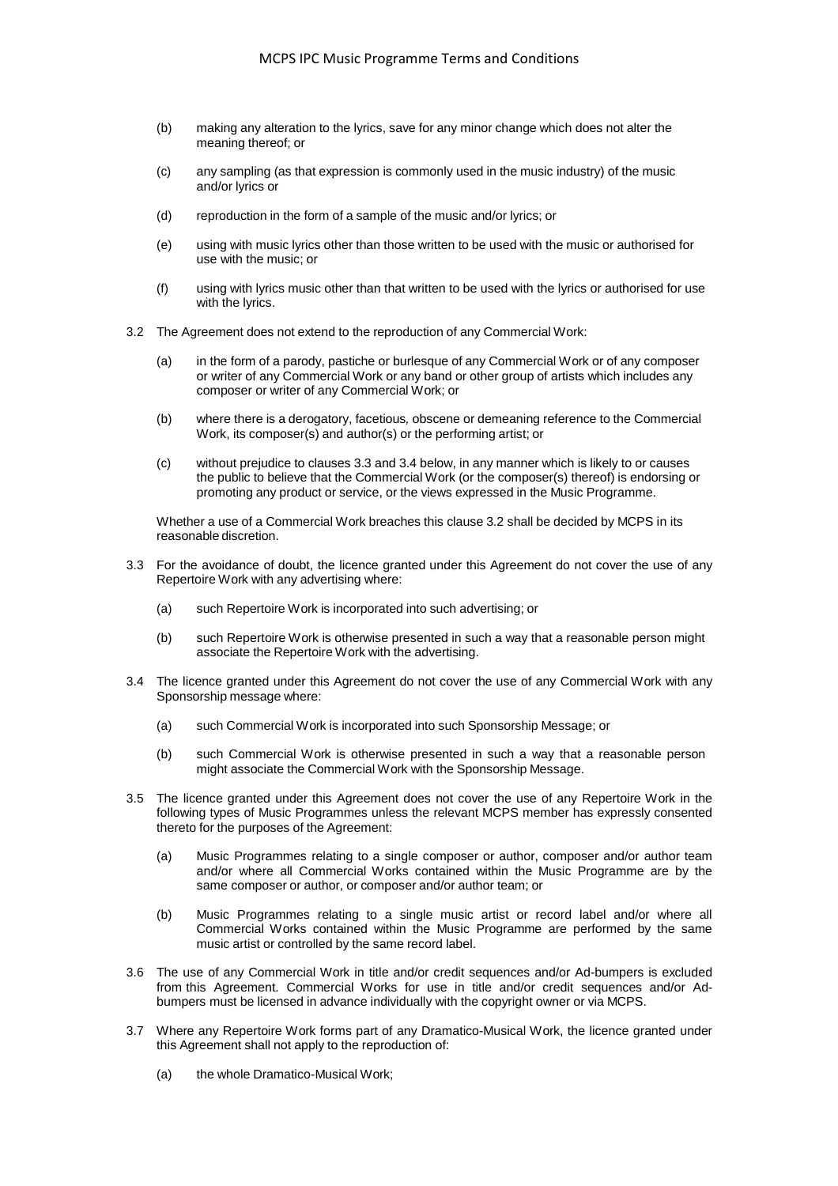- (b) making any alteration to the lyrics, save for any minor change which does not alter the meaning thereof; or

- (c) any sampling (as that expression is commonly used in the music industry) of the music and/or lyrics or

- (d) reproduction in the form of a sample of the music and/or lyrics; or

- (e) using with music lyrics other than those written to be used with the music or authorised for use with the music; or

- (f) using with lyrics music other than that written to be used with the lyrics or authorised for use with the lyrics.

3.2 The Agreement does not extend to the reproduction of any Commercial Work:

- (a) in the form of a parody, pastiche or burlesque of any Commercial Work or of any composer or writer of any Commercial Work or any band or other group of artists which includes any composer or writer of any Commercial Work; or

- (b) where there is a derogatory, facetious, obscene or demeaning reference to the Commercial Work, its composer(s) and author(s) or the performing artist; or

- (c) without prejudice to clauses 3.3 and 3.4 below, in any manner which is likely to or causes the public to believe that the Commercial Work (or the composer(s) thereof) is endorsing or promoting any product or service, or the views expressed in the Music Programme.

Whether a use of a Commercial Work breaches this clause 3.2 shall be decided by MCPS in its reasonable discretion.

3.3 For the avoidance of doubt, the licence granted under this Agreement do not cover the use of any Repertoire Work with any advertising where:

- (a) such Repertoire Work is incorporated into such advertising; or

- (b) such Repertoire Work is otherwise presented in such a way that a reasonable person might associate the Repertoire Work with the advertising.

3.4 The licence granted under this Agreement do not cover the use of any Commercial Work with any Sponsorship message where:

- (a) such Commercial Work is incorporated into such Sponsorship Message; or

- (b) such Commercial Work is otherwise presented in such a way that a reasonable person might associate the Commercial Work with the Sponsorship Message.

3.5 The licence granted under this Agreement does not cover the use of any Repertoire Work in the following types of Music Programmes unless the relevant MCPS member has expressly consented thereto for the purposes of the Agreement:

- (a) Music Programmes relating to a single composer or author, composer and/or author team and/or where all Commercial Works contained within the Music Programme are by the same composer or author, or composer and/or author team; or

- (b) Music Programmes relating to a single music artist or record label and/or where all Commercial Works contained within the Music Programme are performed by the same music artist or controlled by the same record label.

3.6 The use of any Commercial Work in title and/or credit sequences and/or Ad-bumpers is excluded from this Agreement. Commercial Works for use in title and/or credit sequences and/or Ad-bumpers must be licensed in advance individually with the copyright owner or via MCPS.

3.7 Where any Repertoire Work forms part of any Dramatico-Musical Work, the licence granted under this Agreement shall not apply to the reproduction of:

- (a) the whole Dramatico-Musical Work;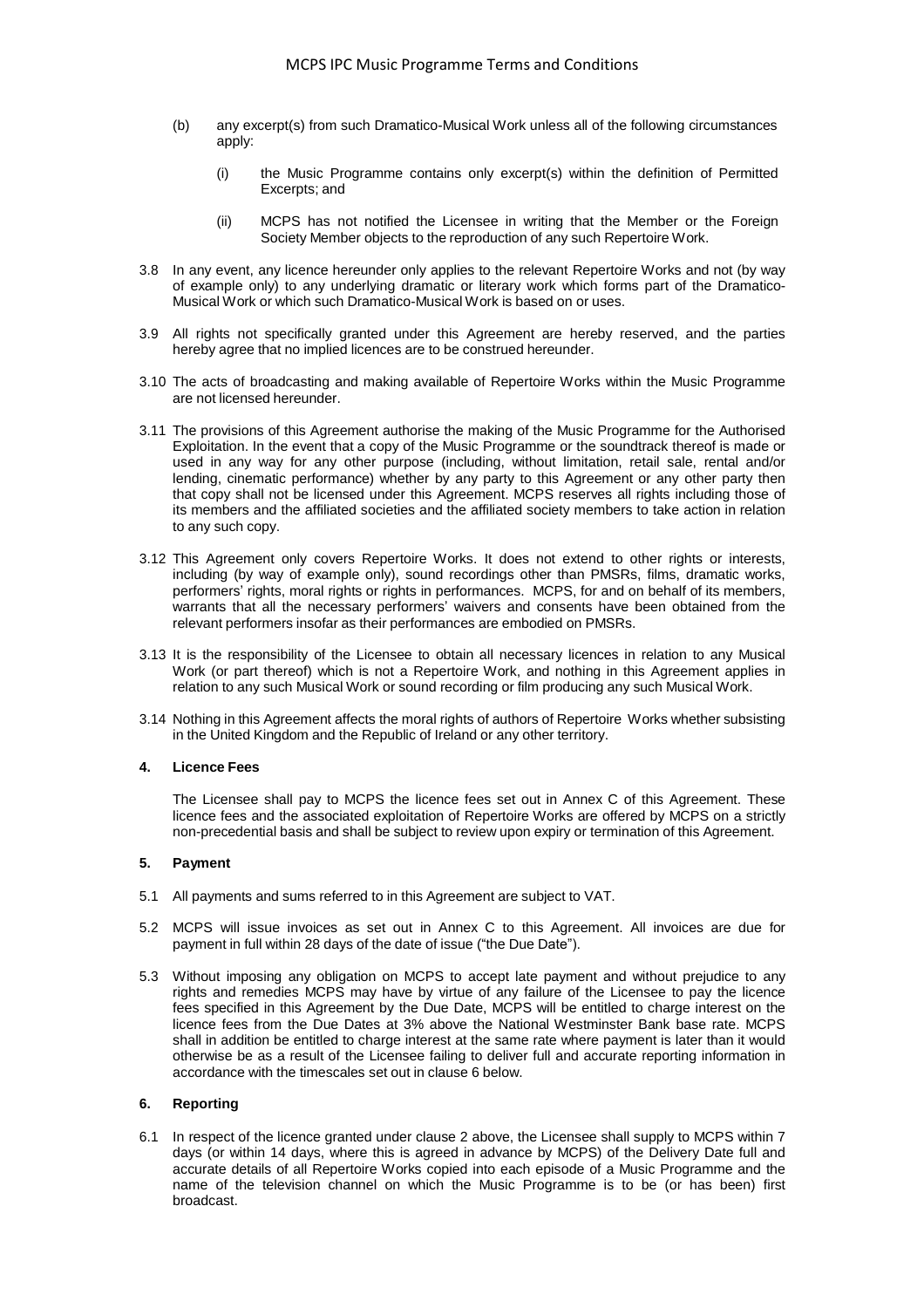(b) any excerpt(s) from such Dramatico-Musical Work unless all of the following circumstances apply:

(i) the Music Programme contains only excerpt(s) within the definition of Permitted Excerpts; and

(ii) MCPS has not notified the Licensee in writing that the Member or the Foreign Society Member objects to the reproduction of any such Repertoire Work.

3.8 In any event, any licence hereunder only applies to the relevant Repertoire Works and not (by way of example only) to any underlying dramatic or literary work which forms part of the Dramatico-Musical Work or which such Dramatico-Musical Work is based on or uses.

3.9 All rights not specifically granted under this Agreement are hereby reserved, and the parties hereby agree that no implied licences are to be construed hereunder.

3.10 The acts of broadcasting and making available of Repertoire Works within the Music Programme are not licensed hereunder.

3.11 The provisions of this Agreement authorise the making of the Music Programme for the Authorised Exploitation. In the event that a copy of the Music Programme or the soundtrack thereof is made or used in any way for any other purpose (including, without limitation, retail sale, rental and/or lending, cinematic performance) whether by any party to this Agreement or any other party then that copy shall not be licensed under this Agreement. MCPS reserves all rights including those of its members and the affiliated societies and the affiliated society members to take action in relation to any such copy.

3.12 This Agreement only covers Repertoire Works. It does not extend to other rights or interests, including (by way of example only), sound recordings other than PMSRs, films, dramatic works, performers' rights, moral rights or rights in performances. MCPS, for and on behalf of its members, warrants that all the necessary performers' waivers and consents have been obtained from the relevant performers insofar as their performances are embodied on PMSRs.

3.13 It is the responsibility of the Licensee to obtain all necessary licences in relation to any Musical Work (or part thereof) which is not a Repertoire Work, and nothing in this Agreement applies in relation to any such Musical Work or sound recording or film producing any such Musical Work.

3.14 Nothing in this Agreement affects the moral rights of authors of Repertoire Works whether subsisting in the United Kingdom and the Republic of Ireland or any other territory.

#### 4. Licence Fees

The Licensee shall pay to MCPS the licence fees set out in Annex C of this Agreement. These licence fees and the associated exploitation of Repertoire Works are offered by MCPS on a strictly non-precedential basis and shall be subject to review upon expiry or termination of this Agreement.

#### 5. Payment

5.1 All payments and sums referred to in this Agreement are subject to VAT.

5.2 MCPS will issue invoices as set out in Annex C to this Agreement. All invoices are due for payment in full within 28 days of the date of issue ("the Due Date").

5.3 Without imposing any obligation on MCPS to accept late payment and without prejudice to any rights and remedies MCPS may have by virtue of any failure of the Licensee to pay the licence fees specified in this Agreement by the Due Date, MCPS will be entitled to charge interest on the licence fees from the Due Dates at 3% above the National Westminster Bank base rate. MCPS shall in addition be entitled to charge interest at the same rate where payment is later than it would otherwise be as a result of the Licensee failing to deliver full and accurate reporting information in accordance with the timescales set out in clause 6 below.

#### 6. Reporting

6.1 In respect of the licence granted under clause 2 above, the Licensee shall supply to MCPS within 7 days (or within 14 days, where this is agreed in advance by MCPS) of the Delivery Date full and accurate details of all Repertoire Works copied into each episode of a Music Programme and the name of the television channel on which the Music Programme is to be (or has been) first broadcast.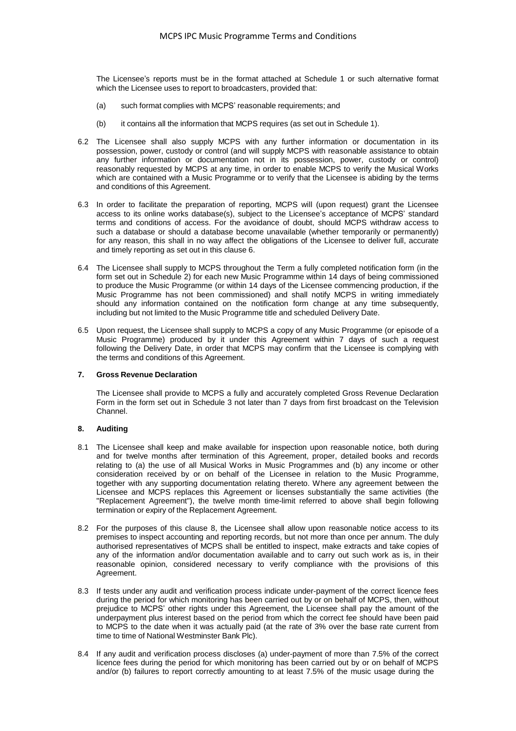The Licensee's reports must be in the format attached at Schedule 1 or such alternative format which the Licensee uses to report to broadcasters, provided that:

(a) such format complies with MCPS' reasonable requirements; and

(b) it contains all the information that MCPS requires (as set out in Schedule 1).

6.2 The Licensee shall also supply MCPS with any further information or documentation in its possession, power, custody or control (and will supply MCPS with reasonable assistance to obtain any further information or documentation not in its possession, power, custody or control) reasonably requested by MCPS at any time, in order to enable MCPS to verify the Musical Works which are contained with a Music Programme or to verify that the Licensee is abiding by the terms and conditions of this Agreement.

6.3 In order to facilitate the preparation of reporting, MCPS will (upon request) grant the Licensee access to its online works database(s), subject to the Licensee's acceptance of MCPS' standard terms and conditions of access. For the avoidance of doubt, should MCPS withdraw access to such a database or should a database become unavailable (whether temporarily or permanently) for any reason, this shall in no way affect the obligations of the Licensee to deliver full, accurate and timely reporting as set out in this clause 6.

6.4 The Licensee shall supply to MCPS throughout the Term a fully completed notification form (in the form set out in Schedule 2) for each new Music Programme within 14 days of being commissioned to produce the Music Programme (or within 14 days of the Licensee commencing production, if the Music Programme has not been commissioned) and shall notify MCPS in writing immediately should any information contained on the notification form change at any time subsequently, including but not limited to the Music Programme title and scheduled Delivery Date.

6.5 Upon request, the Licensee shall supply to MCPS a copy of any Music Programme (or episode of a Music Programme) produced by it under this Agreement within 7 days of such a request following the Delivery Date, in order that MCPS may confirm that the Licensee is complying with the terms and conditions of this Agreement.

### 7. Gross Revenue Declaration

The Licensee shall provide to MCPS a fully and accurately completed Gross Revenue Declaration Form in the form set out in Schedule 3 not later than 7 days from first broadcast on the Television Channel.

### 8. Auditing

8.1 The Licensee shall keep and make available for inspection upon reasonable notice, both during and for twelve months after termination of this Agreement, proper, detailed books and records relating to (a) the use of all Musical Works in Music Programmes and (b) any income or other consideration received by or on behalf of the Licensee in relation to the Music Programme, together with any supporting documentation relating thereto. Where any agreement between the Licensee and MCPS replaces this Agreement or licenses substantially the same activities (the "Replacement Agreement"), the twelve month time-limit referred to above shall begin following termination or expiry of the Replacement Agreement.

8.2 For the purposes of this clause 8, the Licensee shall allow upon reasonable notice access to its premises to inspect accounting and reporting records, but not more than once per annum. The duly authorised representatives of MCPS shall be entitled to inspect, make extracts and take copies of any of the information and/or documentation available and to carry out such work as is, in their reasonable opinion, considered necessary to verify compliance with the provisions of this Agreement.

8.3 If tests under any audit and verification process indicate under-payment of the correct licence fees during the period for which monitoring has been carried out by or on behalf of MCPS, then, without prejudice to MCPS' other rights under this Agreement, the Licensee shall pay the amount of the underpayment plus interest based on the period from which the correct fee should have been paid to MCPS to the date when it was actually paid (at the rate of 3% over the base rate current from time to time of National Westminster Bank Plc).

8.4 If any audit and verification process discloses (a) under-payment of more than 7.5% of the correct licence fees during the period for which monitoring has been carried out by or on behalf of MCPS and/or (b) failures to report correctly amounting to at least 7.5% of the music usage during the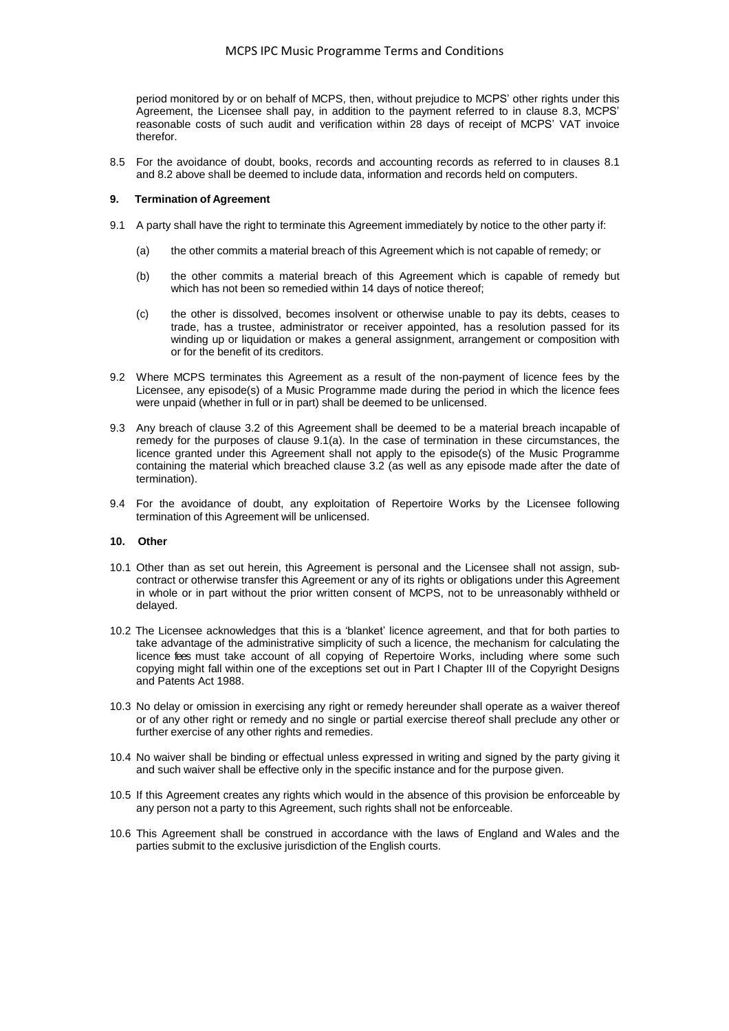period monitored by or on behalf of MCPS, then, without prejudice to MCPS' other rights under this Agreement, the Licensee shall pay, in addition to the payment referred to in clause 8.3, MCPS' reasonable costs of such audit and verification within 28 days of receipt of MCPS' VAT invoice therefor.

8.5 For the avoidance of doubt, books, records and accounting records as referred to in clauses 8.1 and 8.2 above shall be deemed to include data, information and records held on computers.

### 9. Termination of Agreement

9.1 A party shall have the right to terminate this Agreement immediately by notice to the other party if:

(a) the other commits a material breach of this Agreement which is not capable of remedy; or

(b) the other commits a material breach of this Agreement which is capable of remedy but which has not been so remedied within 14 days of notice thereof;

(c) the other is dissolved, becomes insolvent or otherwise unable to pay its debts, ceases to trade, has a trustee, administrator or receiver appointed, has a resolution passed for its winding up or liquidation or makes a general assignment, arrangement or composition with or for the benefit of its creditors.

9.2 Where MCPS terminates this Agreement as a result of the non-payment of licence fees by the Licensee, any episode(s) of a Music Programme made during the period in which the licence fees were unpaid (whether in full or in part) shall be deemed to be unlicensed.

9.3 Any breach of clause 3.2 of this Agreement shall be deemed to be a material breach incapable of remedy for the purposes of clause 9.1(a). In the case of termination in these circumstances, the licence granted under this Agreement shall not apply to the episode(s) of the Music Programme containing the material which breached clause 3.2 (as well as any episode made after the date of termination).

9.4 For the avoidance of doubt, any exploitation of Repertoire Works by the Licensee following termination of this Agreement will be unlicensed.

### 10. Other

10.1 Other than as set out herein, this Agreement is personal and the Licensee shall not assign, sub-contract or otherwise transfer this Agreement or any of its rights or obligations under this Agreement in whole or in part without the prior written consent of MCPS, not to be unreasonably withheld or delayed.

10.2 The Licensee acknowledges that this is a 'blanket' licence agreement, and that for both parties to take advantage of the administrative simplicity of such a licence, the mechanism for calculating the licence fees must take account of all copying of Repertoire Works, including where some such copying might fall within one of the exceptions set out in Part I Chapter III of the Copyright Designs and Patents Act 1988.

10.3 No delay or omission in exercising any right or remedy hereunder shall operate as a waiver thereof or of any other right or remedy and no single or partial exercise thereof shall preclude any other or further exercise of any other rights and remedies.

10.4 No waiver shall be binding or effectual unless expressed in writing and signed by the party giving it and such waiver shall be effective only in the specific instance and for the purpose given.

10.5 If this Agreement creates any rights which would in the absence of this provision be enforceable by any person not a party to this Agreement, such rights shall not be enforceable.

10.6 This Agreement shall be construed in accordance with the laws of England and Wales and the parties submit to the exclusive jurisdiction of the English courts.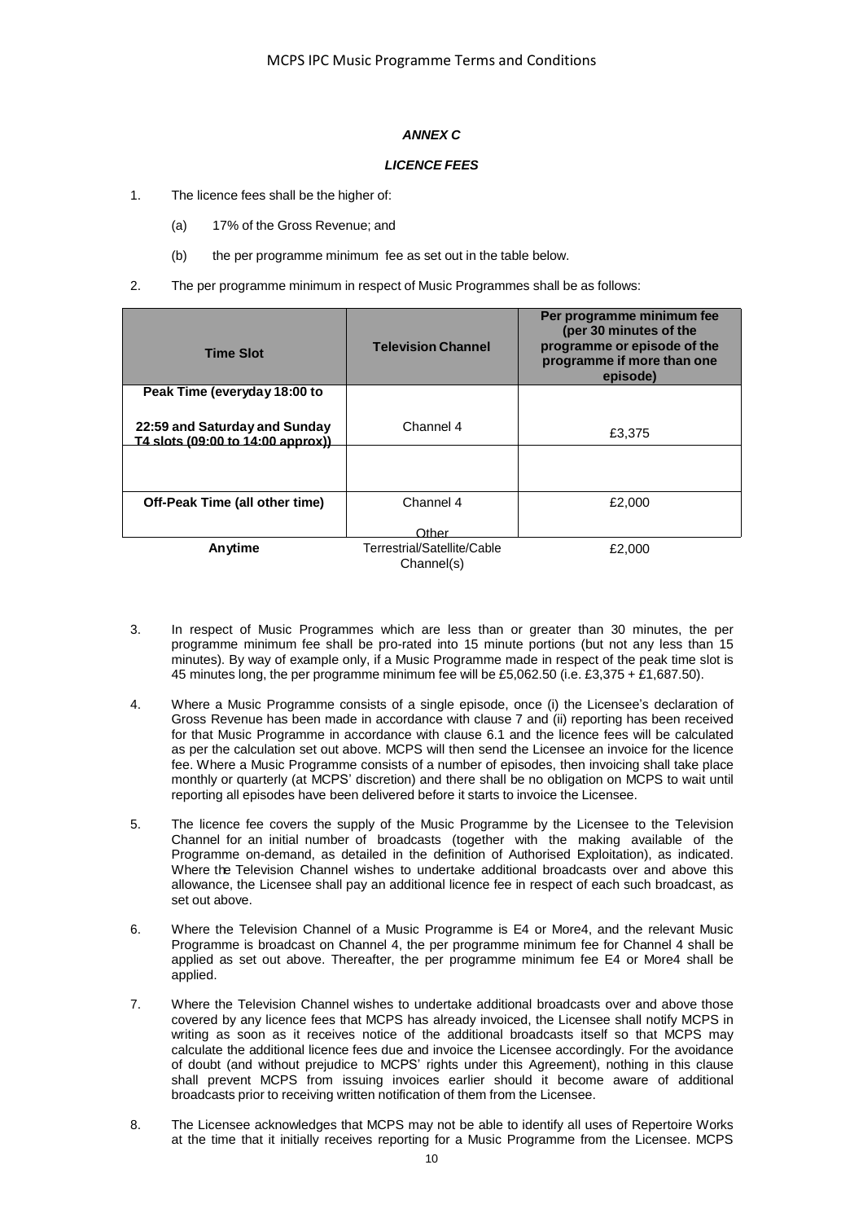### *ANNEX C*

### *LICENCE FEES*

1. The licence fees shall be the higher of:

    (a) 17% of the Gross Revenue; and

    (b) the per programme minimum fee as set out in the table below.

2. The per programme minimum in respect of Music Programmes shall be as follows:

| Time Slot | Television Channel | Per programme minimum fee (per 30 minutes of the programme or episode of the programme if more than one episode) |
|---|---|---|
| **Peak Time (everyday 18:00 to 22:59 and Saturday and Sunday T4 slots (09:00 to 14:00 approx))** | Channel 4 | £3,375 |
| | | |
| **Off-Peak Time (all other time)** | Channel 4 | £2,000 |
| **Anytime** | Other Terrestrial/Satellite/Cable Channel(s) | £2,000 |

3. In respect of Music Programmes which are less than or greater than 30 minutes, the per programme minimum fee shall be pro-rated into 15 minute portions (but not any less than 15 minutes). By way of example only, if a Music Programme made in respect of the peak time slot is 45 minutes long, the per programme minimum fee will be £5,062.50 (i.e. £3,375 + £1,687.50).

4. Where a Music Programme consists of a single episode, once (i) the Licensee's declaration of Gross Revenue has been made in accordance with clause 7 and (ii) reporting has been received for that Music Programme in accordance with clause 6.1 and the licence fees will be calculated as per the calculation set out above. MCPS will then send the Licensee an invoice for the licence fee. Where a Music Programme consists of a number of episodes, then invoicing shall take place monthly or quarterly (at MCPS' discretion) and there shall be no obligation on MCPS to wait until reporting all episodes have been delivered before it starts to invoice the Licensee.

5. The licence fee covers the supply of the Music Programme by the Licensee to the Television Channel for an initial number of broadcasts (together with the making available of the Programme on-demand, as detailed in the definition of Authorised Exploitation), as indicated. Where the Television Channel wishes to undertake additional broadcasts over and above this allowance, the Licensee shall pay an additional licence fee in respect of each such broadcast, as set out above.

6. Where the Television Channel of a Music Programme is E4 or More4, and the relevant Music Programme is broadcast on Channel 4, the per programme minimum fee for Channel 4 shall be applied as set out above. Thereafter, the per programme minimum fee E4 or More4 shall be applied.

7. Where the Television Channel wishes to undertake additional broadcasts over and above those covered by any licence fees that MCPS has already invoiced, the Licensee shall notify MCPS in writing as soon as it receives notice of the additional broadcasts itself so that MCPS may calculate the additional licence fees due and invoice the Licensee accordingly. For the avoidance of doubt (and without prejudice to MCPS' rights under this Agreement), nothing in this clause shall prevent MCPS from issuing invoices earlier should it become aware of additional broadcasts prior to receiving written notification of them from the Licensee.

8. The Licensee acknowledges that MCPS may not be able to identify all uses of Repertoire Works at the time that it initially receives reporting for a Music Programme from the Licensee. MCPS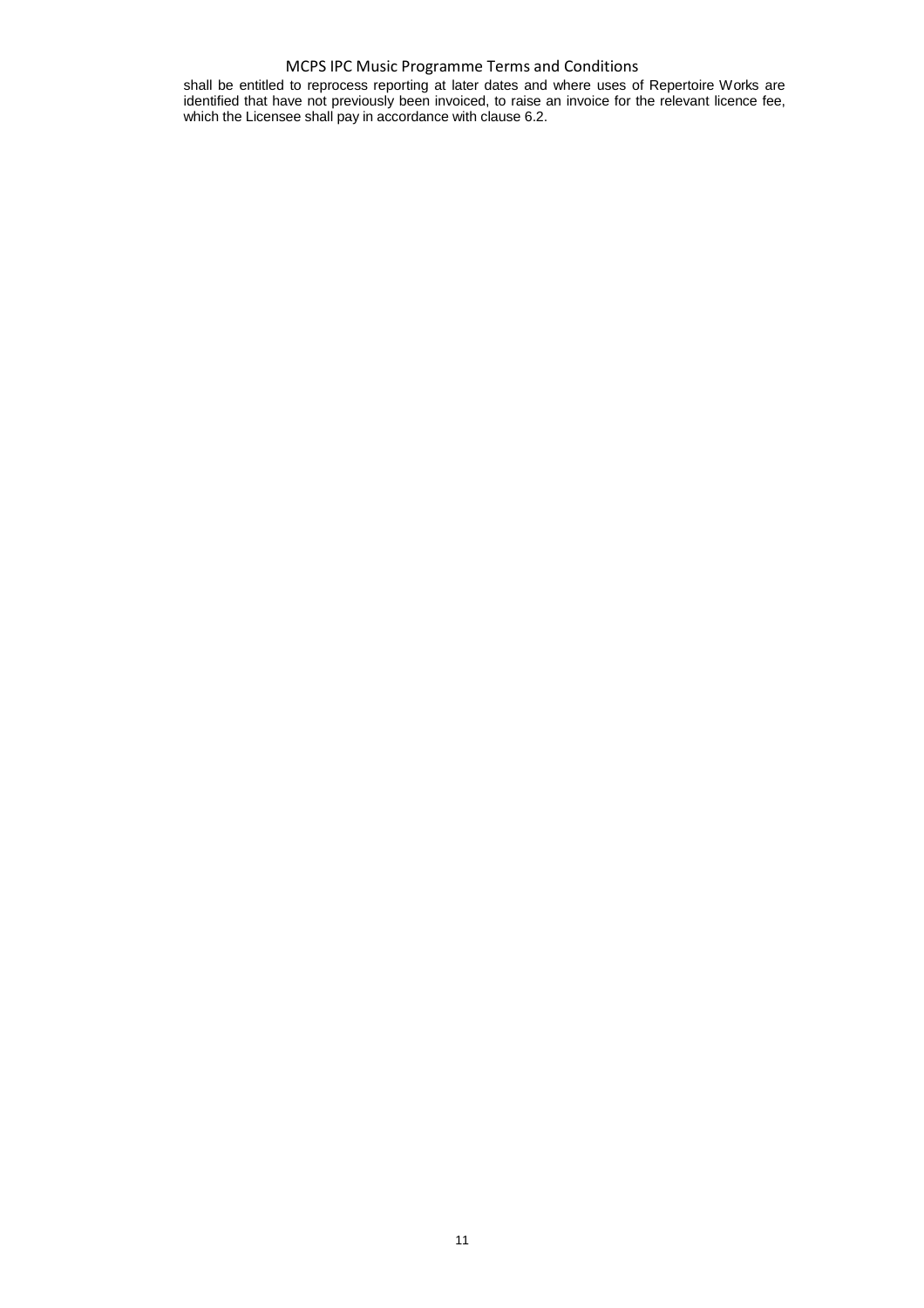shall be entitled to reprocess reporting at later dates and where uses of Repertoire Works are identified that have not previously been invoiced, to raise an invoice for the relevant licence fee, which the Licensee shall pay in accordance with clause 6.2.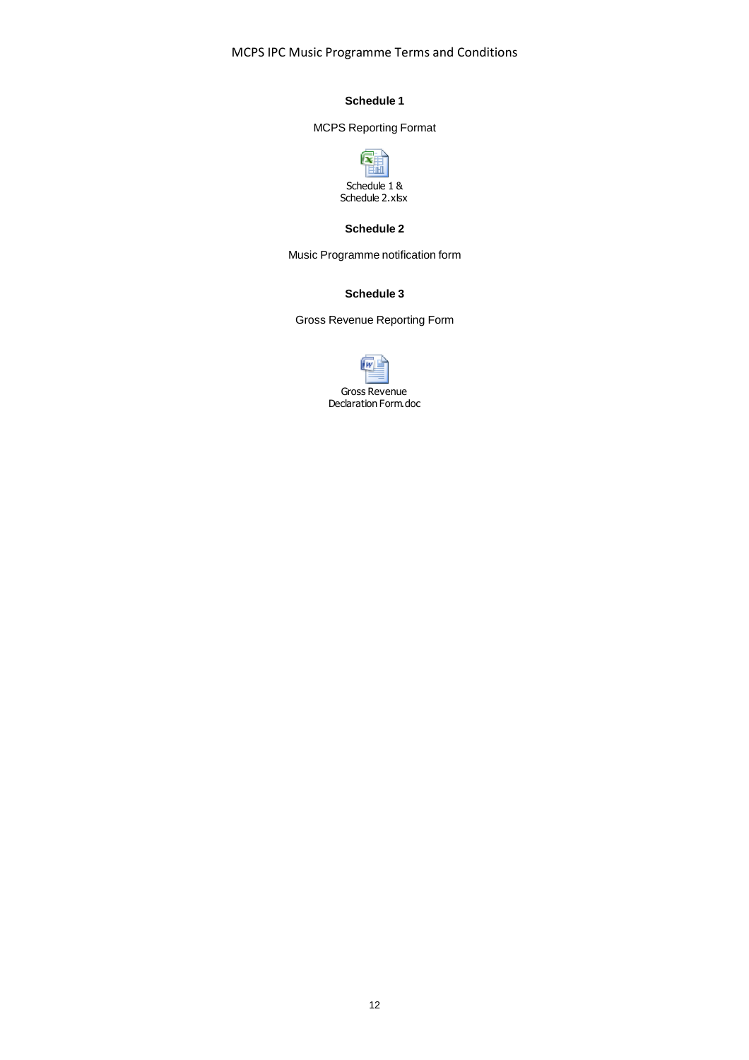## Schedule 1

MCPS Reporting Format

Schedule 1 & Schedule 2.xlsx

## Schedule 2

Music Programme notification form

## Schedule 3

Gross Revenue Reporting Form

Gross Revenue Declaration Form.doc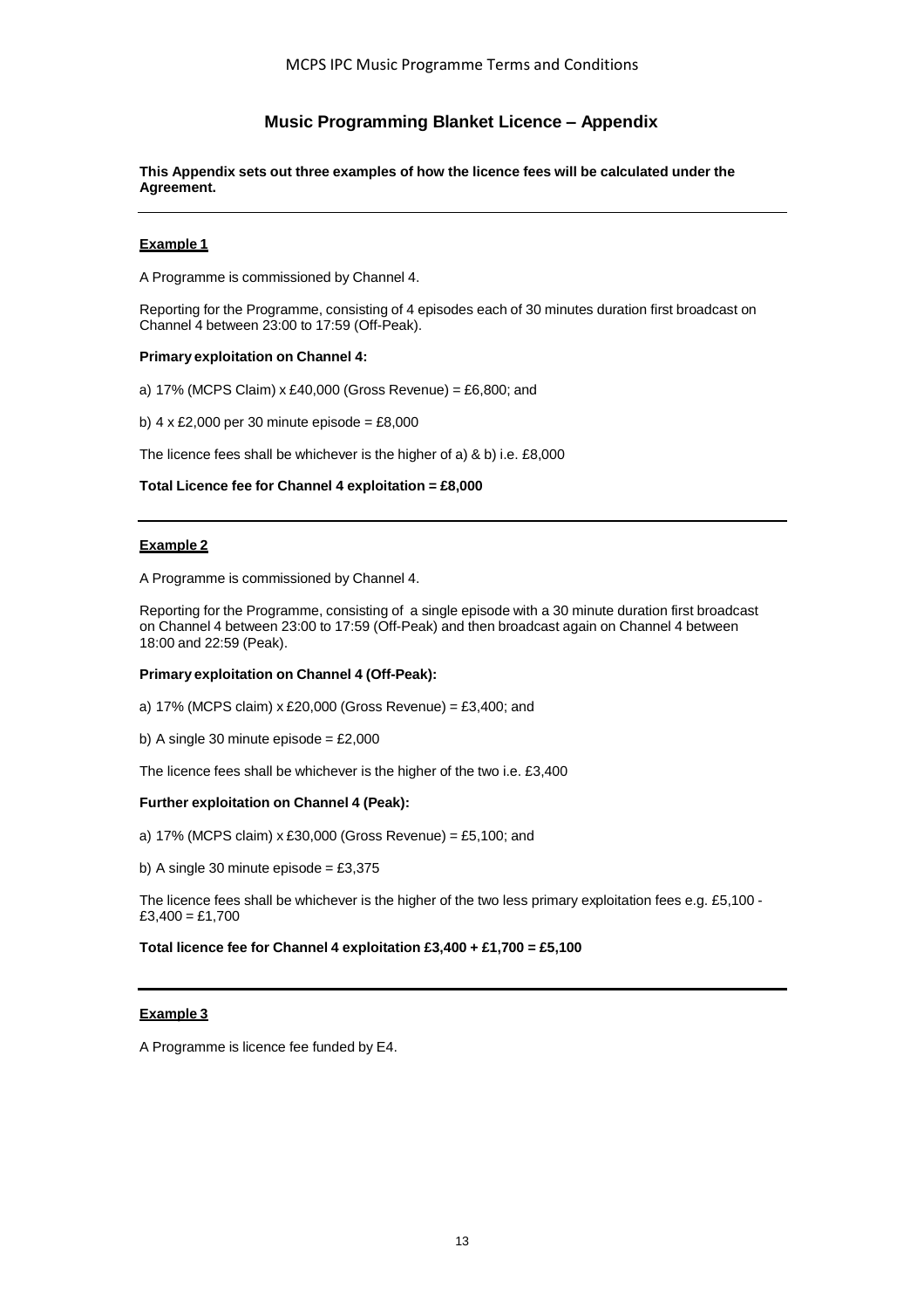# Music Programming Blanket Licence – Appendix

**This Appendix sets out three examples of how the licence fees will be calculated under the Agreement.**

---

**Example 1**

A Programme is commissioned by Channel 4.

Reporting for the Programme, consisting of 4 episodes each of 30 minutes duration first broadcast on Channel 4 between 23:00 to 17:59 (Off-Peak).

**Primary exploitation on Channel 4:**

a) 17% (MCPS Claim) x £40,000 (Gross Revenue) = £6,800; and

b) 4 x £2,000 per 30 minute episode = £8,000

The licence fees shall be whichever is the higher of a) & b) i.e. £8,000

**Total Licence fee for Channel 4 exploitation = £8,000**

---

**Example 2**

A Programme is commissioned by Channel 4.

Reporting for the Programme, consisting of a single episode with a 30 minute duration first broadcast on Channel 4 between 23:00 to 17:59 (Off-Peak) and then broadcast again on Channel 4 between 18:00 and 22:59 (Peak).

**Primary exploitation on Channel 4 (Off-Peak):**

a) 17% (MCPS claim) x £20,000 (Gross Revenue) = £3,400; and

b) A single 30 minute episode = £2,000

The licence fees shall be whichever is the higher of the two i.e. £3,400

**Further exploitation on Channel 4 (Peak):**

a) 17% (MCPS claim) x £30,000 (Gross Revenue) = £5,100; and

b) A single 30 minute episode = £3,375

The licence fees shall be whichever is the higher of the two less primary exploitation fees e.g. £5,100 - £3,400 = £1,700

**Total licence fee for Channel 4 exploitation £3,400 + £1,700 = £5,100**

---

**Example 3**

A Programme is licence fee funded by E4.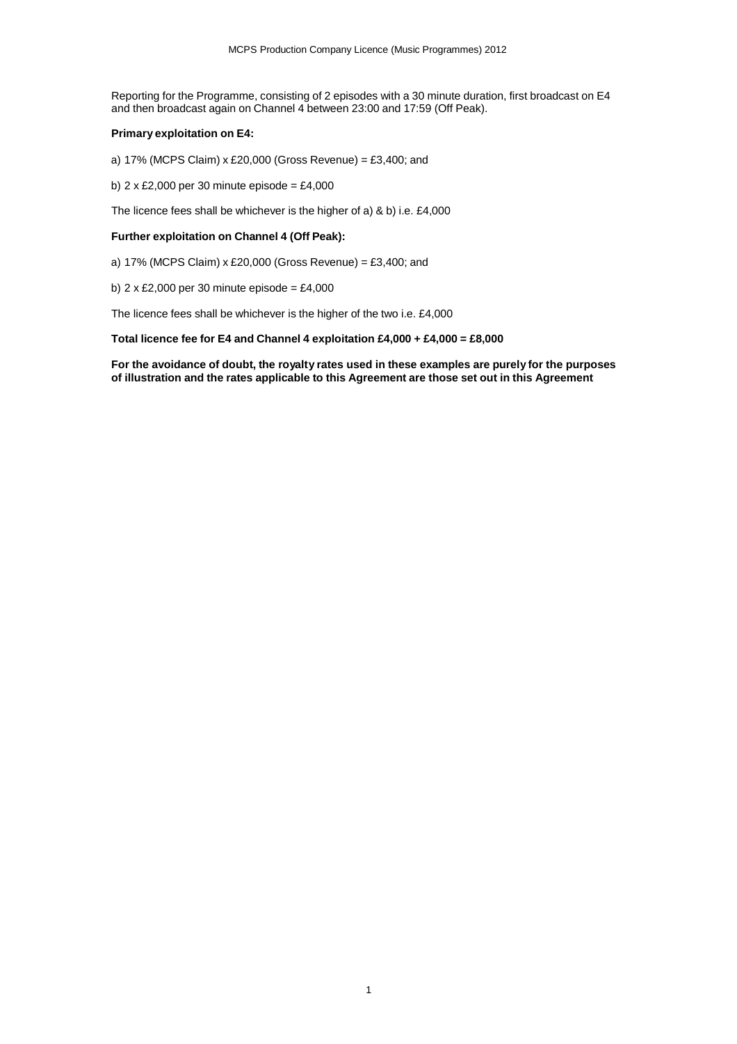Reporting for the Programme, consisting of 2 episodes with a 30 minute duration, first broadcast on E4 and then broadcast again on Channel 4 between 23:00 and 17:59 (Off Peak).

**Primary exploitation on E4:**

a) 17% (MCPS Claim) x £20,000 (Gross Revenue) = £3,400; and

b) 2 x £2,000 per 30 minute episode = £4,000

The licence fees shall be whichever is the higher of a) & b) i.e. £4,000

**Further exploitation on Channel 4 (Off Peak):**

a) 17% (MCPS Claim) x £20,000 (Gross Revenue) = £3,400; and

b) 2 x £2,000 per 30 minute episode = £4,000

The licence fees shall be whichever is the higher of the two i.e. £4,000

**Total licence fee for E4 and Channel 4 exploitation £4,000 + £4,000 = £8,000**

**For the avoidance of doubt, the royalty rates used in these examples are purely for the purposes of illustration and the rates applicable to this Agreement are those set out in this Agreement**